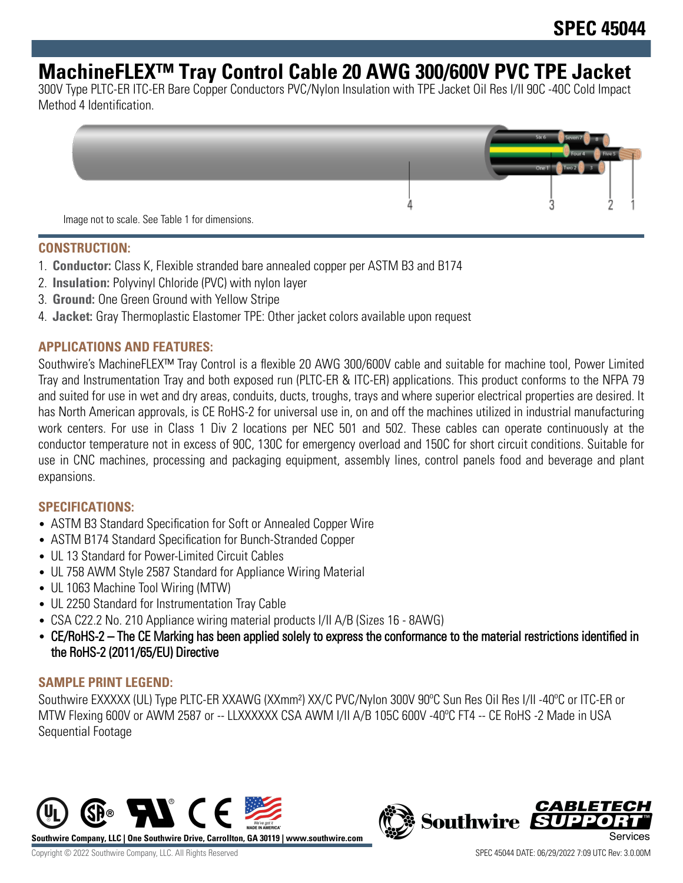SPEC 45044

# MachineFLEX™ Tray Control Cable 20 AWG 300/600V PVC TPE Jacket

300V Type PLTC-ER ITC-ER Bare Copper Conductors PVC/Nylon Insulation with TPE Jacket Oil Res I/II 90C -40C Cold Impact Method 4 Identification.

Image not to scale. See Table 1 for dimensions.

## CONSTRUCTION:

1. **Conductor:** Class K, Flexible stranded bare annealed copper per ASTM B3 and B174
2. **Insulation:** Polyvinyl Chloride (PVC) with nylon layer
3. **Ground:** One Green Ground with Yellow Stripe
4. **Jacket:** Gray Thermoplastic Elastomer TPE: Other jacket colors available upon request

## APPLICATIONS AND FEATURES:

Southwire's MachineFLEX™ Tray Control is a flexible 20 AWG 300/600V cable and suitable for machine tool, Power Limited Tray and Instrumentation Tray and both exposed run (PLTC-ER & ITC-ER) applications. This product conforms to the NFPA 79 and suited for use in wet and dry areas, conduits, ducts, troughs, trays and where superior electrical properties are desired. It has North American approvals, is CE RoHS-2 for universal use in, on and off the machines utilized in industrial manufacturing work centers. For use in Class 1 Div 2 locations per NEC 501 and 502. These cables can operate continuously at the conductor temperature not in excess of 90C, 130C for emergency overload and 150C for short circuit conditions. Suitable for use in CNC machines, processing and packaging equipment, assembly lines, control panels food and beverage and plant expansions.

## SPECIFICATIONS:

- ASTM B3 Standard Specification for Soft or Annealed Copper Wire
- ASTM B174 Standard Specification for Bunch-Stranded Copper
- UL 13 Standard for Power-Limited Circuit Cables
- UL 758 AWM Style 2587 Standard for Appliance Wiring Material
- UL 1063 Machine Tool Wiring (MTW)
- UL 2250 Standard for Instrumentation Tray Cable
- CSA C22.2 No. 210 Appliance wiring material products I/II A/B (Sizes 16 - 8AWG)
- CE/RoHS-2 – The CE Marking has been applied solely to express the conformance to the material restrictions identified in the RoHS-2 (2011/65/EU) Directive

## SAMPLE PRINT LEGEND:

Southwire EXXXXX (UL) Type PLTC-ER XXAWG (XXmm²) XX/C PVC/Nylon 300V 90°C Sun Res Oil Res I/II -40°C or ITC-ER or MTW Flexing 600V or AWM 2587 or -- LLXXXXXX CSA AWM I/II A/B 105C 600V -40°C FT4 -- CE RoHS -2 Made in USA Sequential Footage

Southwire Company, LLC | One Southwire Drive, Carrollton, GA 30119 | www.southwire.com

Copyright © 2022 Southwire Company, LLC. All Rights Reserved

SPEC 45044 DATE: 06/29/2022 7:09 UTC Rev: 3.0.00M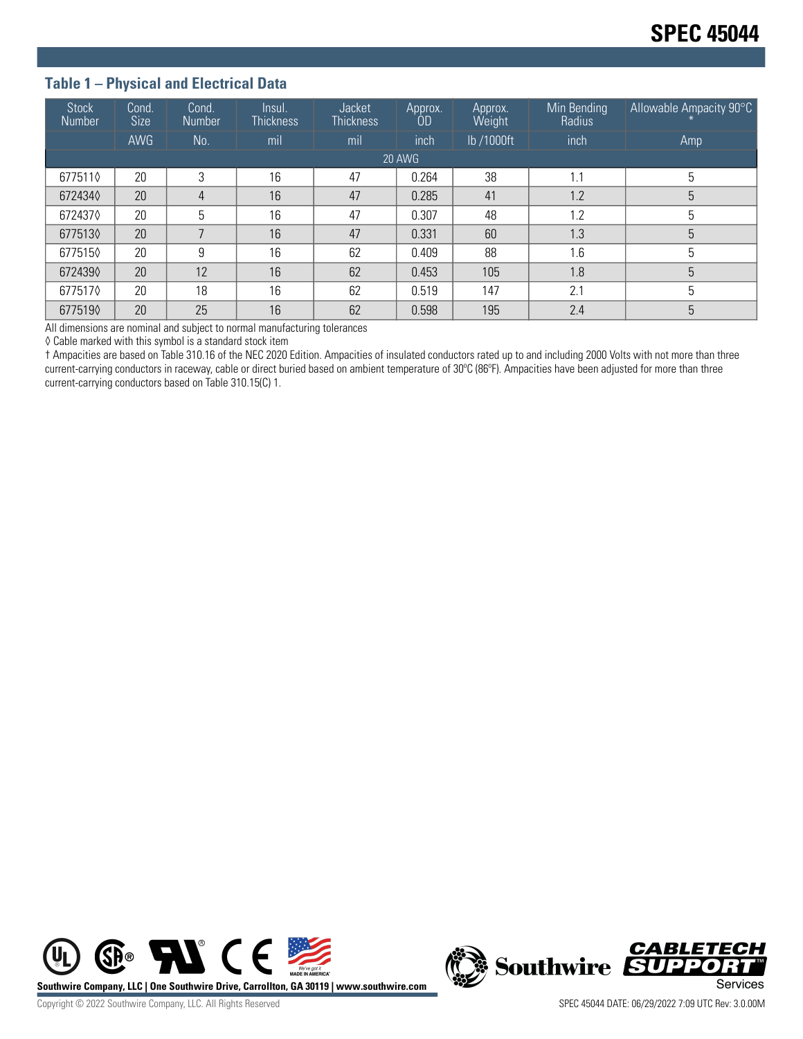## Table 1 – Physical and Electrical Data

| Stock Number | Cond. Size | Cond. Number | Insul. Thickness | Jacket Thickness | Approx. OD | Approx. Weight | Min Bending Radius | Allowable Ampacity 90°C * |
|---|---|---|---|---|---|---|---|---|
| | AWG | No. | mil | mil | inch | lb /1000ft | inch | Amp |
| 20 AWG | | | | | | | | |
| 677511◊ | 20 | 3 | 16 | 47 | 0.264 | 38 | 1.1 | 5 |
| 672434◊ | 20 | 4 | 16 | 47 | 0.285 | 41 | 1.2 | 5 |
| 672437◊ | 20 | 5 | 16 | 47 | 0.307 | 48 | 1.2 | 5 |
| 677513◊ | 20 | 7 | 16 | 47 | 0.331 | 60 | 1.3 | 5 |
| 677515◊ | 20 | 9 | 16 | 62 | 0.409 | 88 | 1.6 | 5 |
| 672439◊ | 20 | 12 | 16 | 62 | 0.453 | 105 | 1.8 | 5 |
| 677517◊ | 20 | 18 | 16 | 62 | 0.519 | 147 | 2.1 | 5 |
| 677519◊ | 20 | 25 | 16 | 62 | 0.598 | 195 | 2.4 | 5 |

All dimensions are nominal and subject to normal manufacturing tolerances

◊ Cable marked with this symbol is a standard stock item

† Ampacities are based on Table 310.16 of the NEC 2020 Edition. Ampacities of insulated conductors rated up to and including 2000 Volts with not more than three current-carrying conductors in raceway, cable or direct buried based on ambient temperature of 30ºC (86ºF). Ampacities have been adjusted for more than three current-carrying conductors based on Table 310.15(C) 1.

Southwire Company, LLC | One Southwire Drive, Carrollton, GA 30119 | www.southwire.com

Copyright © 2022 Southwire Company, LLC. All Rights Reserved

SPEC 45044 DATE: 06/29/2022 7:09 UTC Rev: 3.0.00M